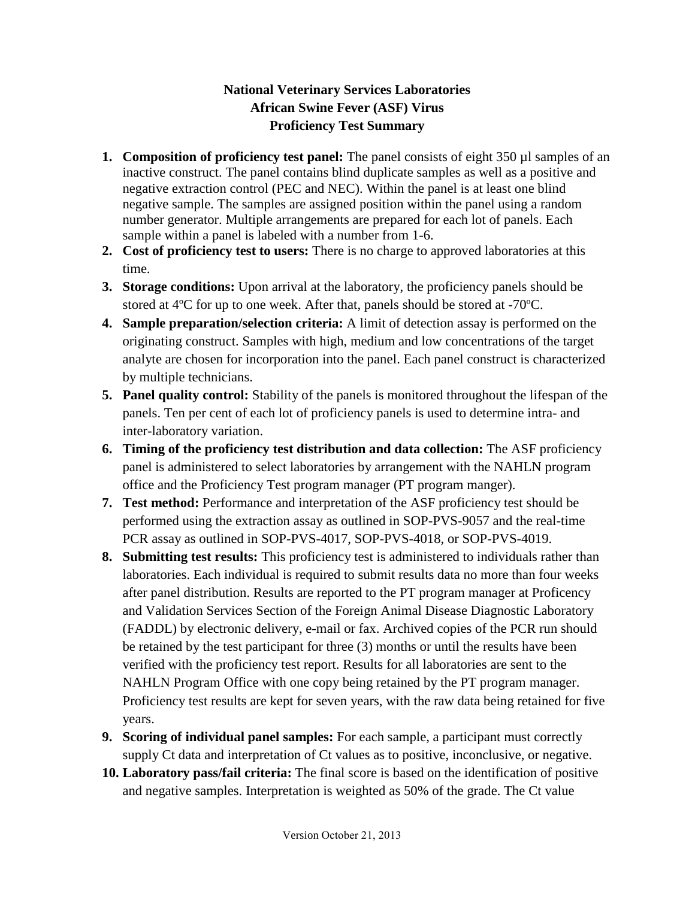# National Veterinary Services Laboratories
# African Swine Fever (ASF) Virus
# Proficiency Test Summary

1. **Composition of proficiency test panel:** The panel consists of eight 350 µl samples of an inactive construct. The panel contains blind duplicate samples as well as a positive and negative extraction control (PEC and NEC). Within the panel is at least one blind negative sample. The samples are assigned position within the panel using a random number generator. Multiple arrangements are prepared for each lot of panels. Each sample within a panel is labeled with a number from 1-6.
2. **Cost of proficiency test to users:** There is no charge to approved laboratories at this time.
3. **Storage conditions:** Upon arrival at the laboratory, the proficiency panels should be stored at 4ºC for up to one week. After that, panels should be stored at -70ºC.
4. **Sample preparation/selection criteria:** A limit of detection assay is performed on the originating construct. Samples with high, medium and low concentrations of the target analyte are chosen for incorporation into the panel. Each panel construct is characterized by multiple technicians.
5. **Panel quality control:** Stability of the panels is monitored throughout the lifespan of the panels. Ten per cent of each lot of proficiency panels is used to determine intra- and inter-laboratory variation.
6. **Timing of the proficiency test distribution and data collection:** The ASF proficiency panel is administered to select laboratories by arrangement with the NAHLN program office and the Proficiency Test program manager (PT program manger).
7. **Test method:** Performance and interpretation of the ASF proficiency test should be performed using the extraction assay as outlined in SOP-PVS-9057 and the real-time PCR assay as outlined in SOP-PVS-4017, SOP-PVS-4018, or SOP-PVS-4019.
8. **Submitting test results:** This proficiency test is administered to individuals rather than laboratories. Each individual is required to submit results data no more than four weeks after panel distribution. Results are reported to the PT program manager at Proficency and Validation Services Section of the Foreign Animal Disease Diagnostic Laboratory (FADDL) by electronic delivery, e-mail or fax. Archived copies of the PCR run should be retained by the test participant for three (3) months or until the results have been verified with the proficiency test report. Results for all laboratories are sent to the NAHLN Program Office with one copy being retained by the PT program manager. Proficiency test results are kept for seven years, with the raw data being retained for five years.
9. **Scoring of individual panel samples:** For each sample, a participant must correctly supply Ct data and interpretation of Ct values as to positive, inconclusive, or negative.
10. **Laboratory pass/fail criteria:** The final score is based on the identification of positive and negative samples. Interpretation is weighted as 50% of the grade. The Ct value

Version October 21, 2013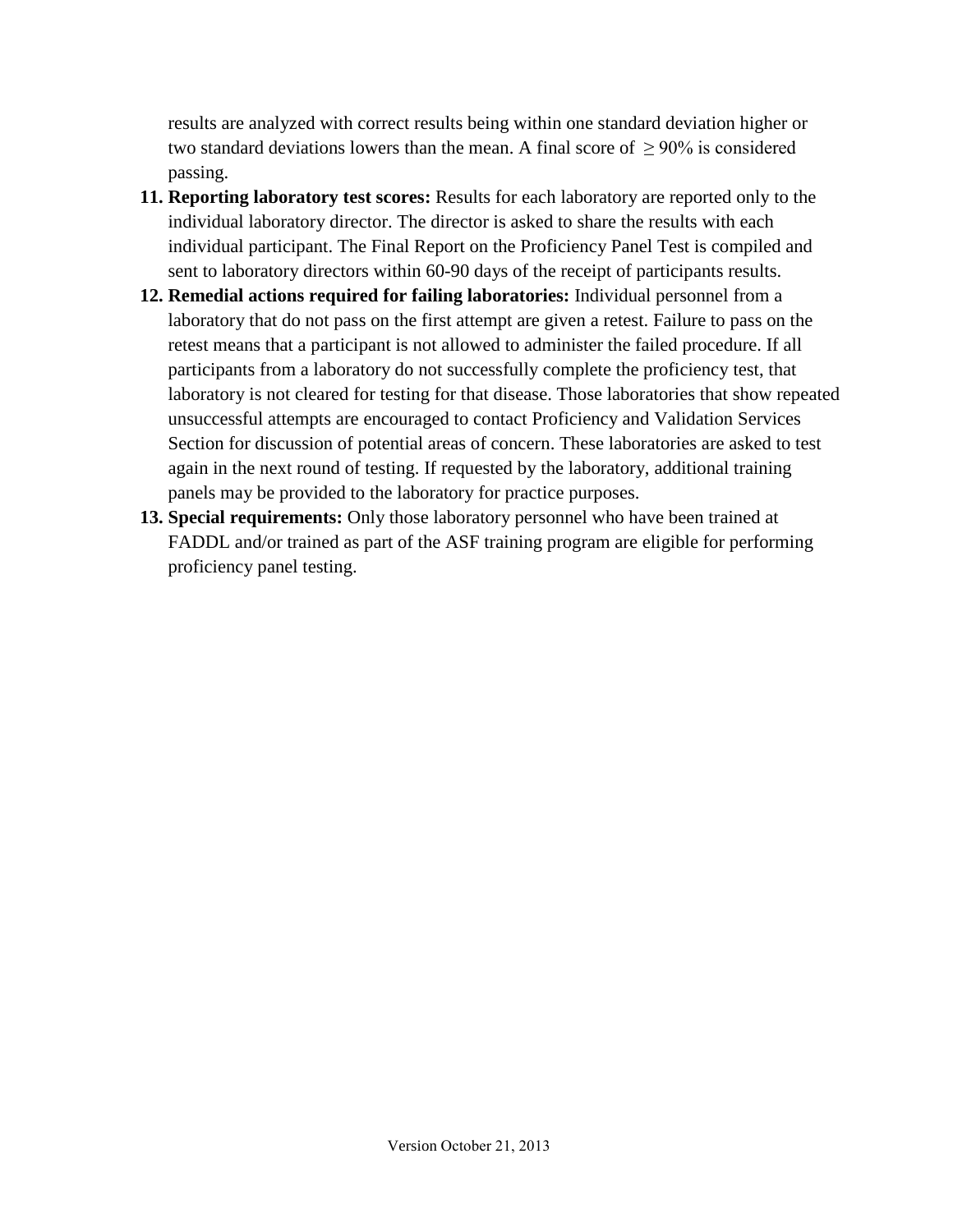results are analyzed with correct results being within one standard deviation higher or two standard deviations lowers than the mean. A final score of $\geq 90\%$ is considered passing.

11. **Reporting laboratory test scores:** Results for each laboratory are reported only to the individual laboratory director. The director is asked to share the results with each individual participant. The Final Report on the Proficiency Panel Test is compiled and sent to laboratory directors within 60-90 days of the receipt of participants results.
12. **Remedial actions required for failing laboratories:** Individual personnel from a laboratory that do not pass on the first attempt are given a retest. Failure to pass on the retest means that a participant is not allowed to administer the failed procedure. If all participants from a laboratory do not successfully complete the proficiency test, that laboratory is not cleared for testing for that disease. Those laboratories that show repeated unsuccessful attempts are encouraged to contact Proficiency and Validation Services Section for discussion of potential areas of concern. These laboratories are asked to test again in the next round of testing. If requested by the laboratory, additional training panels may be provided to the laboratory for practice purposes.
13. **Special requirements:** Only those laboratory personnel who have been trained at FADDL and/or trained as part of the ASF training program are eligible for performing proficiency panel testing.

Version October 21, 2013